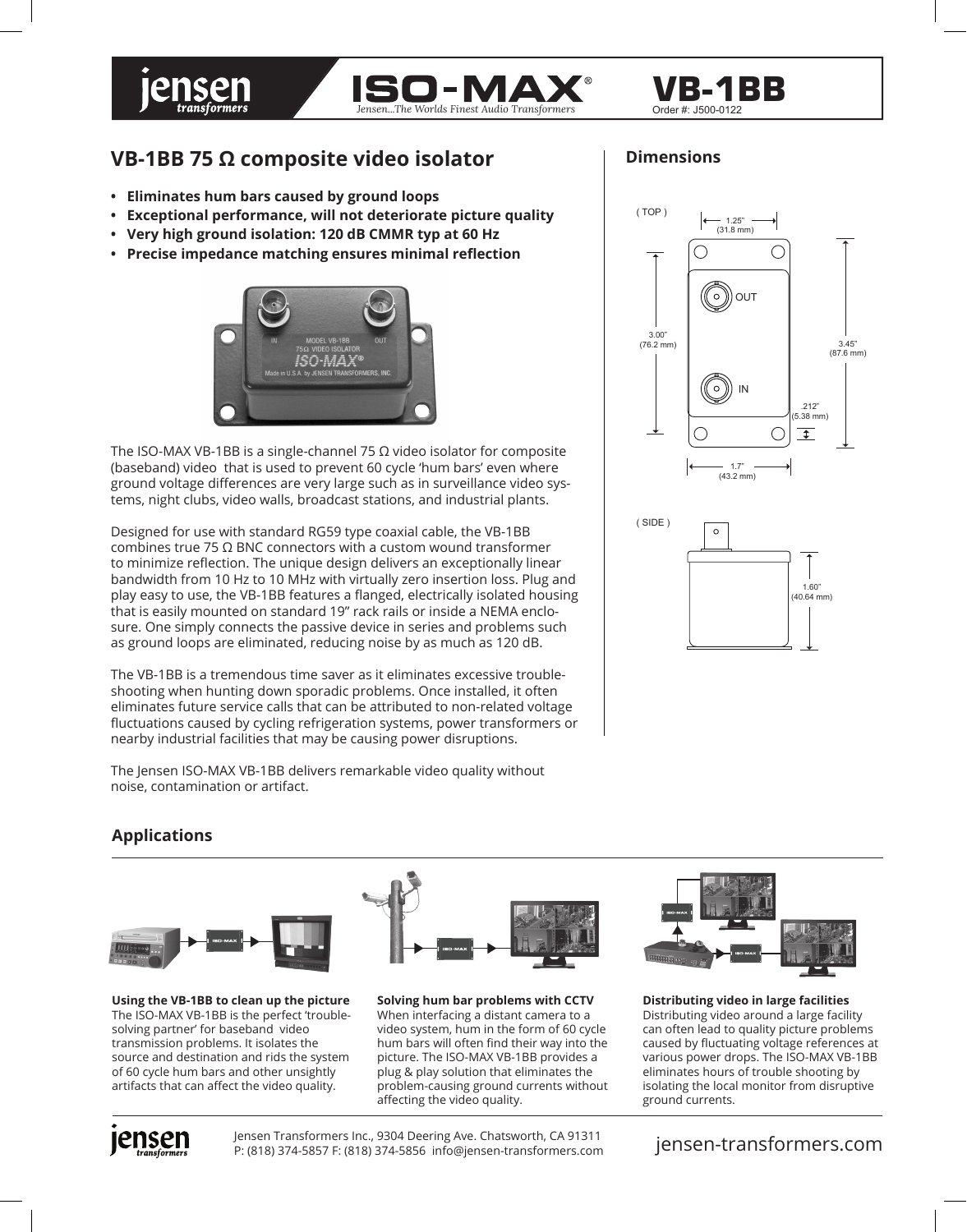# VB-1BB

Order #: J500-0122

ISO-MAX® — *Jensen...The Worlds Finest Audio Transformers*

## VB-1BB 75 Ω composite video isolator

- **Eliminates hum bars caused by ground loops**
- **Exceptional performance, will not deteriorate picture quality**
- **Very high ground isolation: 120 dB CMMR typ at 60 Hz**
- **Precise impedance matching ensures minimal reflection**

The ISO-MAX VB-1BB is a single-channel 75 Ω video isolator for composite (baseband) video that is used to prevent 60 cycle 'hum bars' even where ground voltage differences are very large such as in surveillance video systems, night clubs, video walls, broadcast stations, and industrial plants.

Designed for use with standard RG59 type coaxial cable, the VB-1BB combines true 75 Ω BNC connectors with a custom wound transformer to minimize reflection. The unique design delivers an exceptionally linear bandwidth from 10 Hz to 10 MHz with virtually zero insertion loss. Plug and play easy to use, the VB-1BB features a flanged, electrically isolated housing that is easily mounted on standard 19" rack rails or inside a NEMA enclosure. One simply connects the passive device in series and problems such as ground loops are eliminated, reducing noise by as much as 120 dB.

The VB-1BB is a tremendous time saver as it eliminates excessive troubleshooting when hunting down sporadic problems. Once installed, it often eliminates future service calls that can be attributed to non-related voltage fluctuations caused by cycling refrigeration systems, power transformers or nearby industrial facilities that may be causing power disruptions.

The Jensen ISO-MAX VB-1BB delivers remarkable video quality without noise, contamination or artifact.

## Dimensions

(TOP)

- 1.25" (31.8 mm)
- 3.00" (76.2 mm)
- 3.45" (87.6 mm)
- .212" (5.38 mm)
- 1.7" (43.2 mm)

(SIDE)

- 1.60" (40.64 mm)

## Applications

**Using the VB-1BB to clean up the picture**
The ISO-MAX VB-1BB is the perfect 'trouble-solving partner' for baseband video transmission problems. It isolates the source and destination and rids the system of 60 cycle hum bars and other unsightly artifacts that can affect the video quality.

**Solving hum bar problems with CCTV**
When interfacing a distant camera to a video system, hum in the form of 60 cycle hum bars will often find their way into the picture. The ISO-MAX VB-1BB provides a plug & play solution that eliminates the problem-causing ground currents without affecting the video quality.

**Distributing video in large facilities**
Distributing video around a large facility can often lead to quality picture problems caused by fluctuating voltage references at various power drops. The ISO-MAX VB-1BB eliminates hours of trouble shooting by isolating the local monitor from disruptive ground currents.

Jensen Transformers Inc., 9304 Deering Ave. Chatsworth, CA 91311
P: (818) 374-5857 F: (818) 374-5856 info@jensen-transformers.com

jensen-transformers.com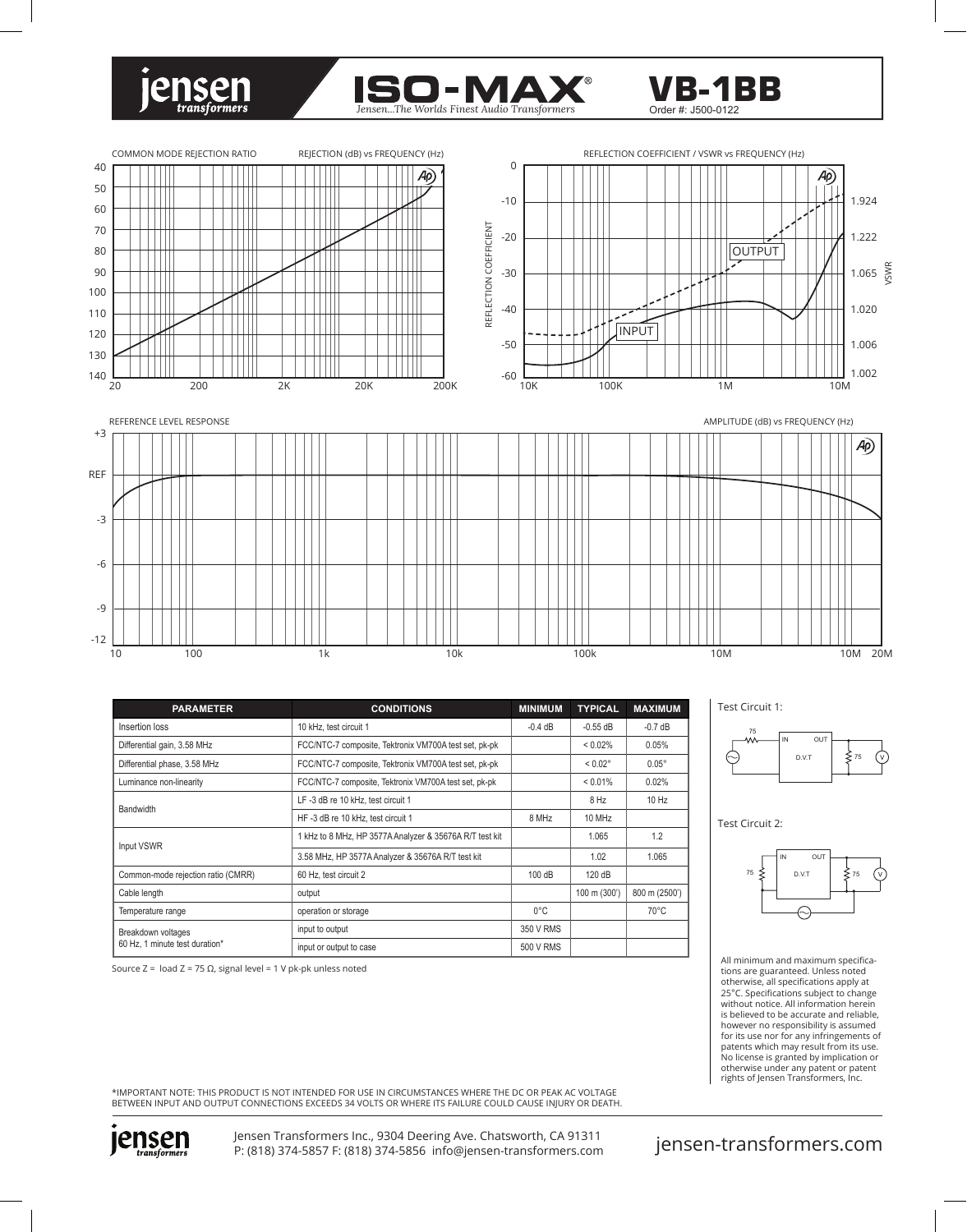# jensen transformers — ISO-MAX® — VB-1BB

*Jensen...The Worlds Finest Audio Transformers*

Order #: J500-0122

COMMON MODE REJECTION RATIO

REJECTION (dB) vs FREQUENCY (Hz)

40 50 60 70 80 90 100 110 120 130 140

20 200 2K 20K 200K

REFLECTION COEFFICIENT / VSWR vs FREQUENCY (Hz)

REFLECTION COEFFICIENT

0 -10 -20 -30 -40 -50 -60

VSWR

1.924 1.222 1.065 1.020 1.006 1.002

OUTPUT

INPUT

10K 100K 1M 10M

REFERENCE LEVEL RESPONSE

AMPLITUDE (dB) vs FREQUENCY (Hz)

+3 REF -3 -6 -9 -12

10 100 1k 10k 100k 10M 10M 20M

| PARAMETER | CONDITIONS | MINIMUM | TYPICAL | MAXIMUM |
|---|---|---|---|---|
| Insertion loss | 10 kHz, test circuit 1 | -0.4 dB | -0.55 dB | -0.7 dB |
| Differential gain, 3.58 MHz | FCC/NTC-7 composite, Tektronix VM700A test set, pk-pk | | < 0.02% | 0.05% |
| Differential phase, 3.58 MHz | FCC/NTC-7 composite, Tektronix VM700A test set, pk-pk | | < 0.02° | 0.05° |
| Luminance non-linearity | FCC/NTC-7 composite, Tektronix VM700A test set, pk-pk | | < 0.01% | 0.02% |
| Bandwidth | LF -3 dB re 10 kHz, test circuit 1 | | 8 Hz | 10 Hz |
| | HF -3 dB re 10 kHz, test circuit 1 | 8 MHz | 10 MHz | |
| Input VSWR | 1 kHz to 8 MHz, HP 3577A Analyzer & 35676A R/T test kit | | 1.065 | 1.2 |
| | 3.58 MHz, HP 3577A Analyzer & 35676A R/T test kit | | 1.02 | 1.065 |
| Common-mode rejection ratio (CMRR) | 60 Hz, test circuit 2 | 100 dB | 120 dB | |
| Cable length | output | | 100 m (300') | 800 m (2500') |
| Temperature range | operation or storage | 0°C | | 70°C |
| Breakdown voltages 60 Hz, 1 minute test duration* | input to output | 350 V RMS | | |
| | input or output to case | 500 V RMS | | |

Source Z = load Z = 75 Ω, signal level = 1 V pk-pk unless noted

Test Circuit 1:

75 IN OUT D.V.T 75 V

Test Circuit 2:

IN OUT 75 D.V.T 75 V

All minimum and maximum specifications are guaranteed. Unless noted otherwise, all specifications apply at 25°C. Specifications subject to change without notice. All information herein is believed to be accurate and reliable, however no responsibility is assumed for its use nor for any infringements of patents which may result from its use. No license is granted by implication or otherwise under any patent or patent rights of Jensen Transformers, Inc.

*IMPORTANT NOTE: THIS PRODUCT IS NOT INTENDED FOR USE IN CIRCUMSTANCES WHERE THE DC OR PEAK AC VOLTAGE BETWEEN INPUT AND OUTPUT CONNECTIONS EXCEEDS 34 VOLTS OR WHERE ITS FAILURE COULD CAUSE INJURY OR DEATH.

Jensen Transformers Inc., 9304 Deering Ave. Chatsworth, CA 91311
P: (818) 374-5857 F: (818) 374-5856 info@jensen-transformers.com

jensen-transformers.com